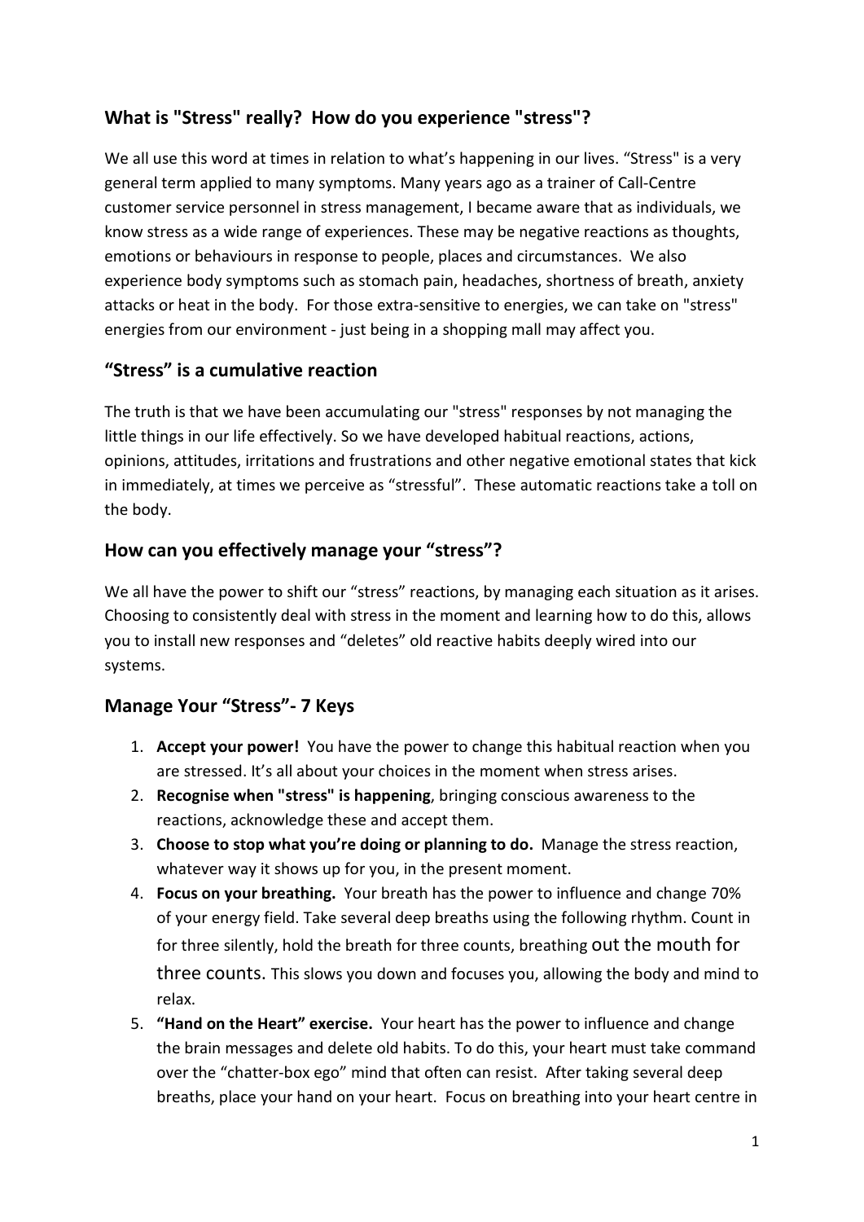## What is "Stress" really? How do you experience "stress"?

We all use this word at times in relation to what's happening in our lives. "Stress" is a very general term applied to many symptoms. Many years ago as a trainer of Call-Centre customer service personnel in stress management, I became aware that as individuals, we know stress as a wide range of experiences. These may be negative reactions as thoughts, emotions or behaviours in response to people, places and circumstances. We also experience body symptoms such as stomach pain, headaches, shortness of breath, anxiety attacks or heat in the body. For those extra-sensitive to energies, we can take on "stress" energies from our environment - just being in a shopping mall may affect you.

## "Stress" is a cumulative reaction

The truth is that we have been accumulating our "stress" responses by not managing the little things in our life effectively. So we have developed habitual reactions, actions, opinions, attitudes, irritations and frustrations and other negative emotional states that kick in immediately, at times we perceive as "stressful". These automatic reactions take a toll on the body.

## How can you effectively manage your "stress"?

We all have the power to shift our "stress" reactions, by managing each situation as it arises. Choosing to consistently deal with stress in the moment and learning how to do this, allows you to install new responses and "deletes" old reactive habits deeply wired into our systems.

## Manage Your "Stress"- 7 Keys

1. **Accept your power!** You have the power to change this habitual reaction when you are stressed. It's all about your choices in the moment when stress arises.
2. **Recognise when "stress" is happening**, bringing conscious awareness to the reactions, acknowledge these and accept them.
3. **Choose to stop what you're doing or planning to do.** Manage the stress reaction, whatever way it shows up for you, in the present moment.
4. **Focus on your breathing.** Your breath has the power to influence and change 70% of your energy field. Take several deep breaths using the following rhythm. Count in for three silently, hold the breath for three counts, breathing out the mouth for three counts. This slows you down and focuses you, allowing the body and mind to relax.
5. **"Hand on the Heart" exercise.** Your heart has the power to influence and change the brain messages and delete old habits. To do this, your heart must take command over the "chatter-box ego" mind that often can resist. After taking several deep breaths, place your hand on your heart. Focus on breathing into your heart centre in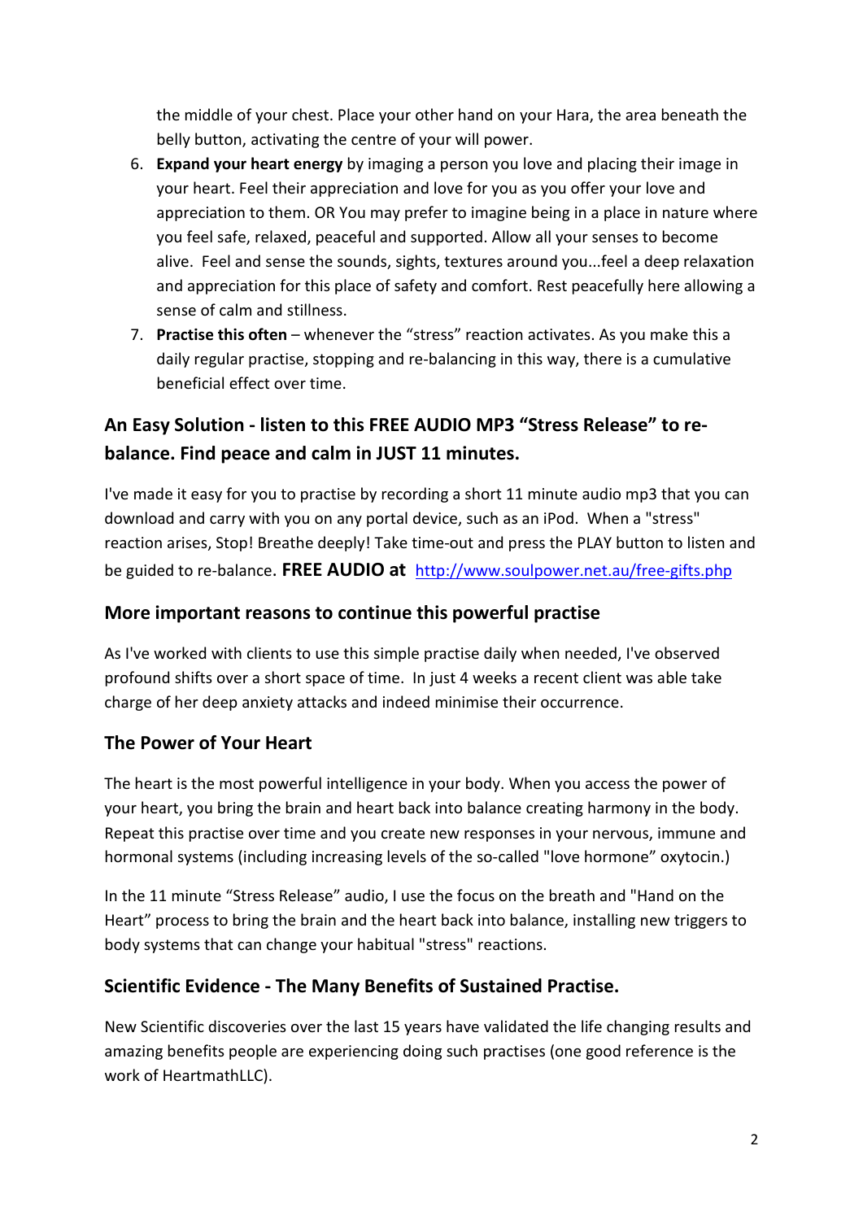the middle of your chest. Place your other hand on your Hara, the area beneath the belly button, activating the centre of your will power.

6. **Expand your heart energy** by imaging a person you love and placing their image in your heart. Feel their appreciation and love for you as you offer your love and appreciation to them. OR You may prefer to imagine being in a place in nature where you feel safe, relaxed, peaceful and supported. Allow all your senses to become alive. Feel and sense the sounds, sights, textures around you...feel a deep relaxation and appreciation for this place of safety and comfort. Rest peacefully here allowing a sense of calm and stillness.
7. **Practise this often** – whenever the "stress" reaction activates. As you make this a daily regular practise, stopping and re-balancing in this way, there is a cumulative beneficial effect over time.

## An Easy Solution - listen to this FREE AUDIO MP3 "Stress Release" to re-balance. Find peace and calm in JUST 11 minutes.

I've made it easy for you to practise by recording a short 11 minute audio mp3 that you can download and carry with you on any portal device, such as an iPod. When a "stress" reaction arises, Stop! Breathe deeply! Take time-out and press the PLAY button to listen and be guided to re-balance. **FREE AUDIO at** http://www.soulpower.net.au/free-gifts.php

### More important reasons to continue this powerful practise

As I've worked with clients to use this simple practise daily when needed, I've observed profound shifts over a short space of time. In just 4 weeks a recent client was able take charge of her deep anxiety attacks and indeed minimise their occurrence.

### The Power of Your Heart

The heart is the most powerful intelligence in your body. When you access the power of your heart, you bring the brain and heart back into balance creating harmony in the body. Repeat this practise over time and you create new responses in your nervous, immune and hormonal systems (including increasing levels of the so-called "love hormone" oxytocin.)

In the 11 minute "Stress Release" audio, I use the focus on the breath and "Hand on the Heart" process to bring the brain and the heart back into balance, installing new triggers to body systems that can change your habitual "stress" reactions.

### Scientific Evidence - The Many Benefits of Sustained Practise.

New Scientific discoveries over the last 15 years have validated the life changing results and amazing benefits people are experiencing doing such practises (one good reference is the work of HeartmathLLC).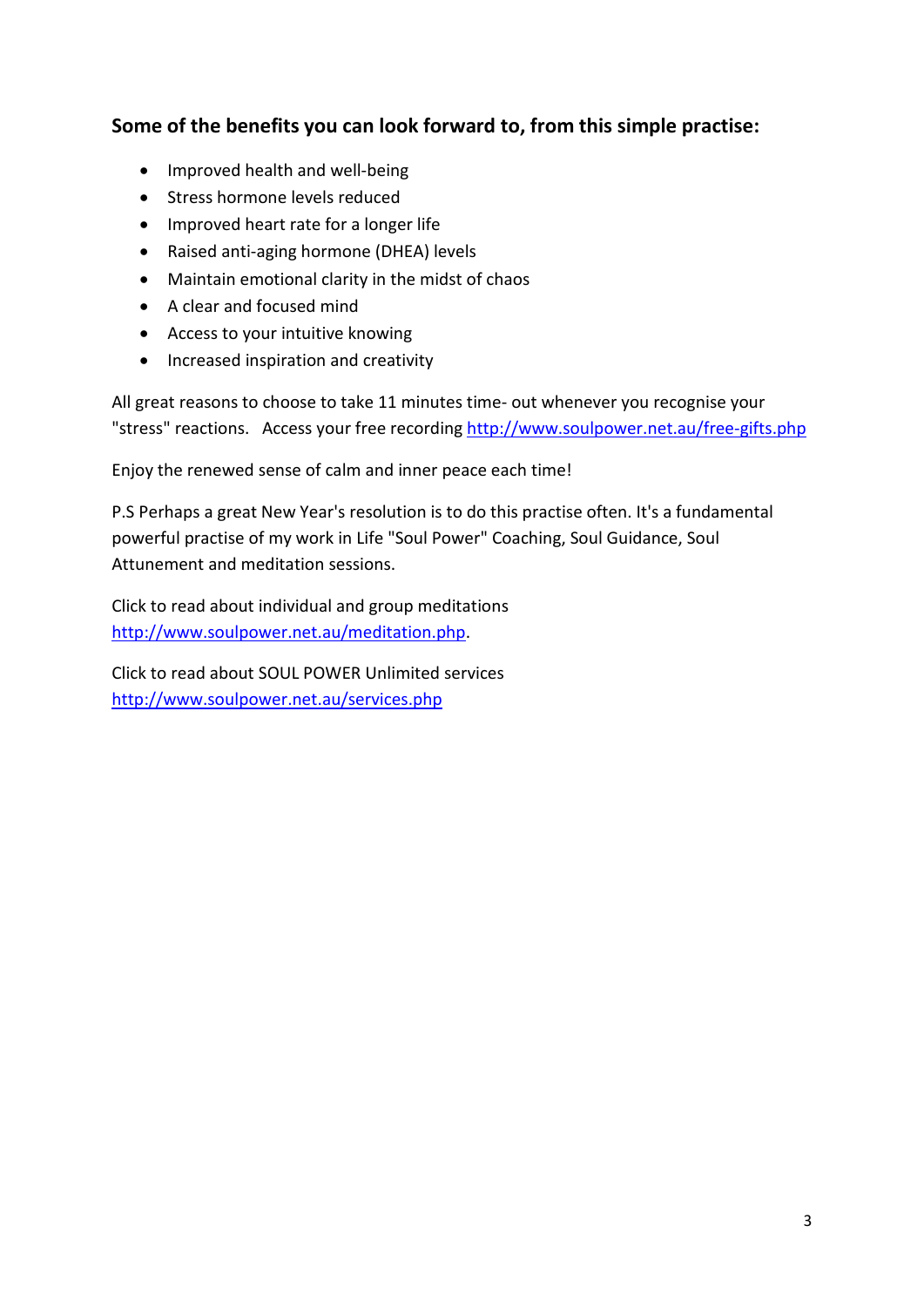## Some of the benefits you can look forward to, from this simple practise:

- Improved health and well-being
- Stress hormone levels reduced
- Improved heart rate for a longer life
- Raised anti-aging hormone (DHEA) levels
- Maintain emotional clarity in the midst of chaos
- A clear and focused mind
- Access to your intuitive knowing
- Increased inspiration and creativity

All great reasons to choose to take 11 minutes time- out whenever you recognise your "stress" reactions. Access your free recording http://www.soulpower.net.au/free-gifts.php

Enjoy the renewed sense of calm and inner peace each time!

P.S Perhaps a great New Year's resolution is to do this practise often. It's a fundamental powerful practise of my work in Life "Soul Power" Coaching, Soul Guidance, Soul Attunement and meditation sessions.

Click to read about individual and group meditations http://www.soulpower.net.au/meditation.php.

Click to read about SOUL POWER Unlimited services http://www.soulpower.net.au/services.php